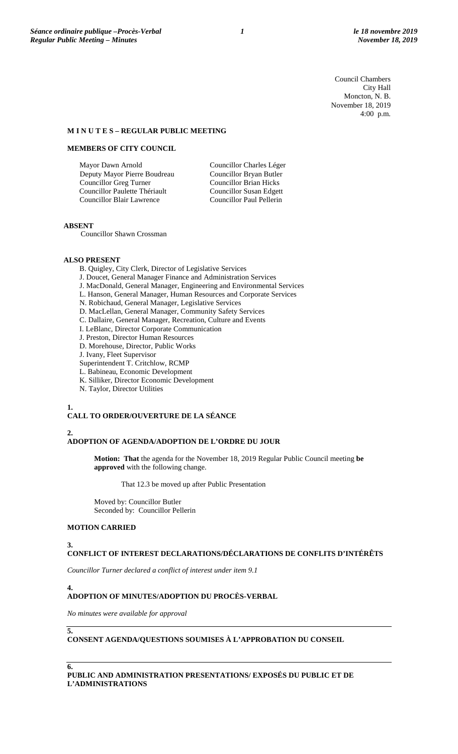Council Chambers
City Hall
Moncton, N. B.
November 18, 2019
4:00 p.m.

**M I N U T E S – REGULAR PUBLIC MEETING**

**MEMBERS OF CITY COUNCIL**

Mayor Dawn Arnold
Deputy Mayor Pierre Boudreau
Councillor Greg Turner
Councillor Paulette Thériault
Councillor Blair Lawrence
Councillor Charles Léger
Councillor Bryan Butler
Councillor Brian Hicks
Councillor Susan Edgett
Councillor Paul Pellerin

**ABSENT**

Councillor Shawn Crossman

**ALSO PRESENT**

B. Quigley, City Clerk, Director of Legislative Services
J. Doucet, General Manager Finance and Administration Services
J. MacDonald, General Manager, Engineering and Environmental Services
L. Hanson, General Manager, Human Resources and Corporate Services
N. Robichaud, General Manager, Legislative Services
D. MacLellan, General Manager, Community Safety Services
C. Dallaire, General Manager, Recreation, Culture and Events
I. LeBlanc, Director Corporate Communication
J. Preston, Director Human Resources
D. Morehouse, Director, Public Works
J. Ivany, Fleet Supervisor
Superintendent T. Critchlow, RCMP
L. Babineau, Economic Development
K. Silliker, Director Economic Development
N. Taylor, Director Utilities

**1.**
**CALL TO ORDER/OUVERTURE DE LA SÉANCE**

**2.**
**ADOPTION OF AGENDA/ADOPTION DE L'ORDRE DU JOUR**

**Motion: That** the agenda for the November 18, 2019 Regular Public Council meeting **be approved** with the following change.

That 12.3 be moved up after Public Presentation

Moved by: Councillor Butler
Seconded by: Councillor Pellerin

**MOTION CARRIED**

**3.**
**CONFLICT OF INTEREST DECLARATIONS/DÉCLARATIONS DE CONFLITS D'INTÉRÊTS**

*Councillor Turner declared a conflict of interest under item 9.1*

**4.**
**ADOPTION OF MINUTES/ADOPTION DU PROCÈS-VERBAL**

*No minutes were available for approval*

**5.**
**CONSENT AGENDA/QUESTIONS SOUMISES À L'APPROBATION DU CONSEIL**

**6.**
**PUBLIC AND ADMINISTRATION PRESENTATIONS/ EXPOSÉS DU PUBLIC ET DE L'ADMINISTRATIONS**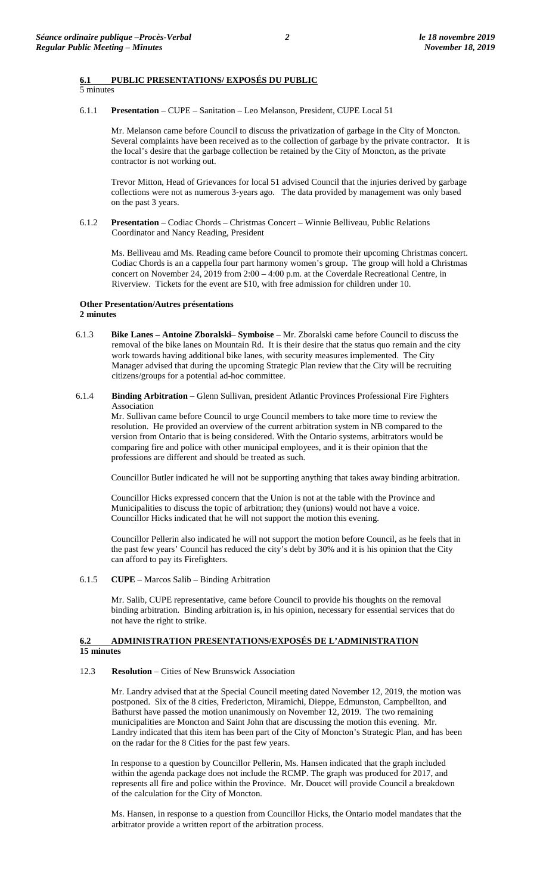## 6.1 PUBLIC PRESENTATIONS/ EXPOSÉS DU PUBLIC

5 minutes

6.1.1 **Presentation** – CUPE – Sanitation – Leo Melanson, President, CUPE Local 51

Mr. Melanson came before Council to discuss the privatization of garbage in the City of Moncton. Several complaints have been received as to the collection of garbage by the private contractor. It is the local's desire that the garbage collection be retained by the City of Moncton, as the private contractor is not working out.

Trevor Mitton, Head of Grievances for local 51 advised Council that the injuries derived by garbage collections were not as numerous 3-years ago. The data provided by management was only based on the past 3 years.

6.1.2 **Presentation** – Codiac Chords – Christmas Concert – Winnie Belliveau, Public Relations Coordinator and Nancy Reading, President

Ms. Belliveau amd Ms. Reading came before Council to promote their upcoming Christmas concert. Codiac Chords is an a cappella four part harmony women's group. The group will hold a Christmas concert on November 24, 2019 from 2:00 – 4:00 p.m. at the Coverdale Recreational Centre, in Riverview. Tickets for the event are $10, with free admission for children under 10.

**Other Presentation/Autres présentations**
**2 minutes**

6.1.3 **Bike Lanes – Antoine Zboralski– Symboise** – Mr. Zboralski came before Council to discuss the removal of the bike lanes on Mountain Rd. It is their desire that the status quo remain and the city work towards having additional bike lanes, with security measures implemented. The City Manager advised that during the upcoming Strategic Plan review that the City will be recruiting citizens/groups for a potential ad-hoc committee.

6.1.4 **Binding Arbitration** – Glenn Sullivan, president Atlantic Provinces Professional Fire Fighters Association

Mr. Sullivan came before Council to urge Council members to take more time to review the resolution. He provided an overview of the current arbitration system in NB compared to the version from Ontario that is being considered. With the Ontario systems, arbitrators would be comparing fire and police with other municipal employees, and it is their opinion that the professions are different and should be treated as such.

Councillor Butler indicated he will not be supporting anything that takes away binding arbitration.

Councillor Hicks expressed concern that the Union is not at the table with the Province and Municipalities to discuss the topic of arbitration; they (unions) would not have a voice. Councillor Hicks indicated that he will not support the motion this evening.

Councillor Pellerin also indicated he will not support the motion before Council, as he feels that in the past few years' Council has reduced the city's debt by 30% and it is his opinion that the City can afford to pay its Firefighters.

6.1.5 **CUPE** – Marcos Salib – Binding Arbitration

Mr. Salib, CUPE representative, came before Council to provide his thoughts on the removal binding arbitration. Binding arbitration is, in his opinion, necessary for essential services that do not have the right to strike.

## 6.2 ADMINISTRATION PRESENTATIONS/EXPOSÉS DE L'ADMINISTRATION

**15 minutes**

12.3 **Resolution** – Cities of New Brunswick Association

Mr. Landry advised that at the Special Council meeting dated November 12, 2019, the motion was postponed. Six of the 8 cities, Fredericton, Miramichi, Dieppe, Edmunston, Campbellton, and Bathurst have passed the motion unanimously on November 12, 2019. The two remaining municipalities are Moncton and Saint John that are discussing the motion this evening. Mr. Landry indicated that this item has been part of the City of Moncton's Strategic Plan, and has been on the radar for the 8 Cities for the past few years.

In response to a question by Councillor Pellerin, Ms. Hansen indicated that the graph included within the agenda package does not include the RCMP. The graph was produced for 2017, and represents all fire and police within the Province. Mr. Doucet will provide Council a breakdown of the calculation for the City of Moncton.

Ms. Hansen, in response to a question from Councillor Hicks, the Ontario model mandates that the arbitrator provide a written report of the arbitration process.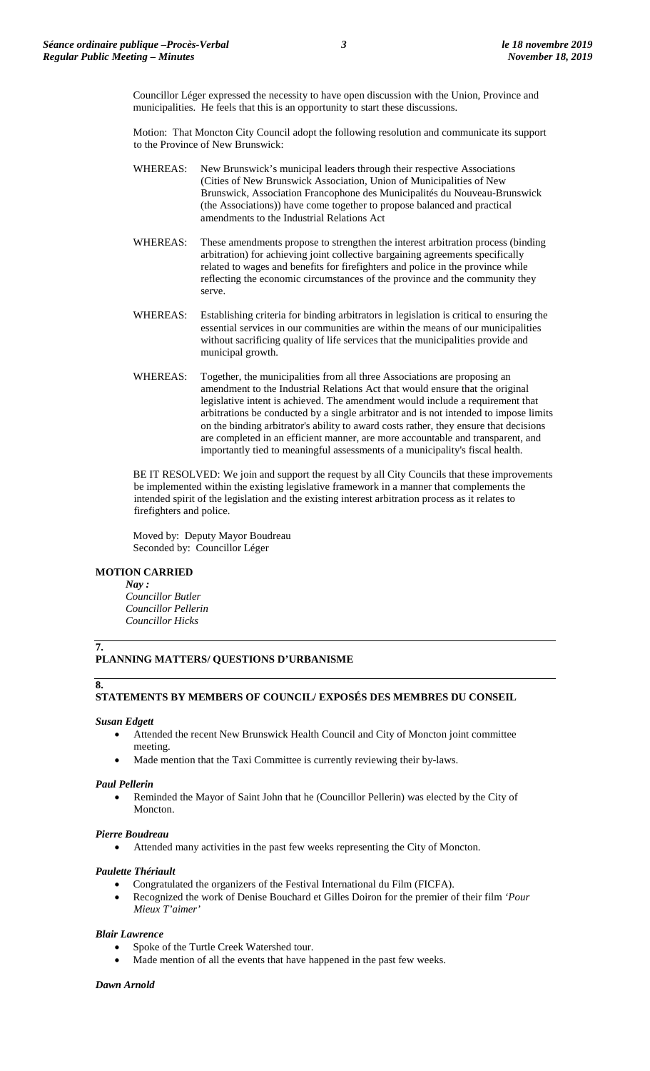Councillor Léger expressed the necessity to have open discussion with the Union, Province and municipalities. He feels that this is an opportunity to start these discussions.

Motion: That Moncton City Council adopt the following resolution and communicate its support to the Province of New Brunswick:

WHEREAS: New Brunswick's municipal leaders through their respective Associations (Cities of New Brunswick Association, Union of Municipalities of New Brunswick, Association Francophone des Municipalités du Nouveau-Brunswick (the Associations)) have come together to propose balanced and practical amendments to the Industrial Relations Act

WHEREAS: These amendments propose to strengthen the interest arbitration process (binding arbitration) for achieving joint collective bargaining agreements specifically related to wages and benefits for firefighters and police in the province while reflecting the economic circumstances of the province and the community they serve.

WHEREAS: Establishing criteria for binding arbitrators in legislation is critical to ensuring the essential services in our communities are within the means of our municipalities without sacrificing quality of life services that the municipalities provide and municipal growth.

WHEREAS: Together, the municipalities from all three Associations are proposing an amendment to the Industrial Relations Act that would ensure that the original legislative intent is achieved. The amendment would include a requirement that arbitrations be conducted by a single arbitrator and is not intended to impose limits on the binding arbitrator's ability to award costs rather, they ensure that decisions are completed in an efficient manner, are more accountable and transparent, and importantly tied to meaningful assessments of a municipality's fiscal health.

BE IT RESOLVED: We join and support the request by all City Councils that these improvements be implemented within the existing legislative framework in a manner that complements the intended spirit of the legislation and the existing interest arbitration process as it relates to firefighters and police.

Moved by: Deputy Mayor Boudreau
Seconded by: Councillor Léger

**MOTION CARRIED**

*Nay :*
*Councillor Butler*
*Councillor Pellerin*
*Councillor Hicks*

## 7. PLANNING MATTERS/ QUESTIONS D'URBANISME

## 8. STATEMENTS BY MEMBERS OF COUNCIL/ EXPOSÉS DES MEMBRES DU CONSEIL

***Susan Edgett***

- Attended the recent New Brunswick Health Council and City of Moncton joint committee meeting.
- Made mention that the Taxi Committee is currently reviewing their by-laws.

***Paul Pellerin***

- Reminded the Mayor of Saint John that he (Councillor Pellerin) was elected by the City of Moncton.

***Pierre Boudreau***

- Attended many activities in the past few weeks representing the City of Moncton.

***Paulette Thériault***

- Congratulated the organizers of the Festival International du Film (FICFA).
- Recognized the work of Denise Bouchard et Gilles Doiron for the premier of their film *'Pour Mieux T'aimer'*

***Blair Lawrence***

- Spoke of the Turtle Creek Watershed tour.
- Made mention of all the events that have happened in the past few weeks.

***Dawn Arnold***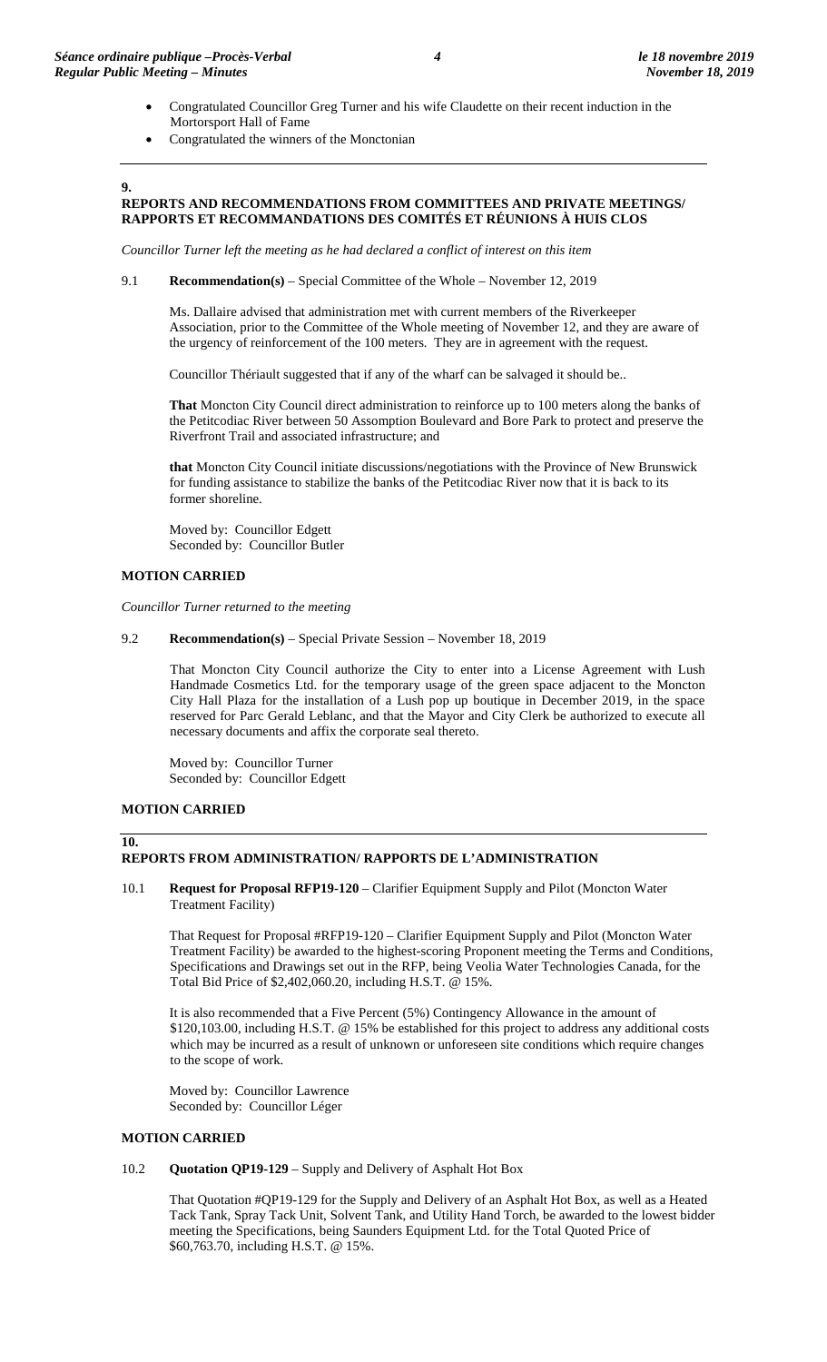- Congratulated Councillor Greg Turner and his wife Claudette on their recent induction in the Mortorsport Hall of Fame
- Congratulated the winners of the Monctonian

## 9. REPORTS AND RECOMMENDATIONS FROM COMMITTEES AND PRIVATE MEETINGS/ RAPPORTS ET RECOMMANDATIONS DES COMITÉS ET RÉUNIONS À HUIS CLOS

*Councillor Turner left the meeting as he had declared a conflict of interest on this item*

9.1 **Recommendation(s)** – Special Committee of the Whole – November 12, 2019

Ms. Dallaire advised that administration met with current members of the Riverkeeper Association, prior to the Committee of the Whole meeting of November 12, and they are aware of the urgency of reinforcement of the 100 meters. They are in agreement with the request.

Councillor Thériault suggested that if any of the wharf can be salvaged it should be..

**That** Moncton City Council direct administration to reinforce up to 100 meters along the banks of the Petitcodiac River between 50 Assomption Boulevard and Bore Park to protect and preserve the Riverfront Trail and associated infrastructure; and

**that** Moncton City Council initiate discussions/negotiations with the Province of New Brunswick for funding assistance to stabilize the banks of the Petitcodiac River now that it is back to its former shoreline.

Moved by: Councillor Edgett
Seconded by: Councillor Butler

**MOTION CARRIED**

*Councillor Turner returned to the meeting*

9.2 **Recommendation(s)** – Special Private Session – November 18, 2019

That Moncton City Council authorize the City to enter into a License Agreement with Lush Handmade Cosmetics Ltd. for the temporary usage of the green space adjacent to the Moncton City Hall Plaza for the installation of a Lush pop up boutique in December 2019, in the space reserved for Parc Gerald Leblanc, and that the Mayor and City Clerk be authorized to execute all necessary documents and affix the corporate seal thereto.

Moved by: Councillor Turner
Seconded by: Councillor Edgett

**MOTION CARRIED**

## 10. REPORTS FROM ADMINISTRATION/ RAPPORTS DE L'ADMINISTRATION

10.1 **Request for Proposal RFP19-120** – Clarifier Equipment Supply and Pilot (Moncton Water Treatment Facility)

That Request for Proposal #RFP19-120 – Clarifier Equipment Supply and Pilot (Moncton Water Treatment Facility) be awarded to the highest-scoring Proponent meeting the Terms and Conditions, Specifications and Drawings set out in the RFP, being Veolia Water Technologies Canada, for the Total Bid Price of $2,402,060.20, including H.S.T. @ 15%.

It is also recommended that a Five Percent (5%) Contingency Allowance in the amount of $120,103.00, including H.S.T. @ 15% be established for this project to address any additional costs which may be incurred as a result of unknown or unforeseen site conditions which require changes to the scope of work.

Moved by: Councillor Lawrence
Seconded by: Councillor Léger

**MOTION CARRIED**

10.2 **Quotation QP19-129** – Supply and Delivery of Asphalt Hot Box

That Quotation #QP19-129 for the Supply and Delivery of an Asphalt Hot Box, as well as a Heated Tack Tank, Spray Tack Unit, Solvent Tank, and Utility Hand Torch, be awarded to the lowest bidder meeting the Specifications, being Saunders Equipment Ltd. for the Total Quoted Price of $60,763.70, including H.S.T. @ 15%.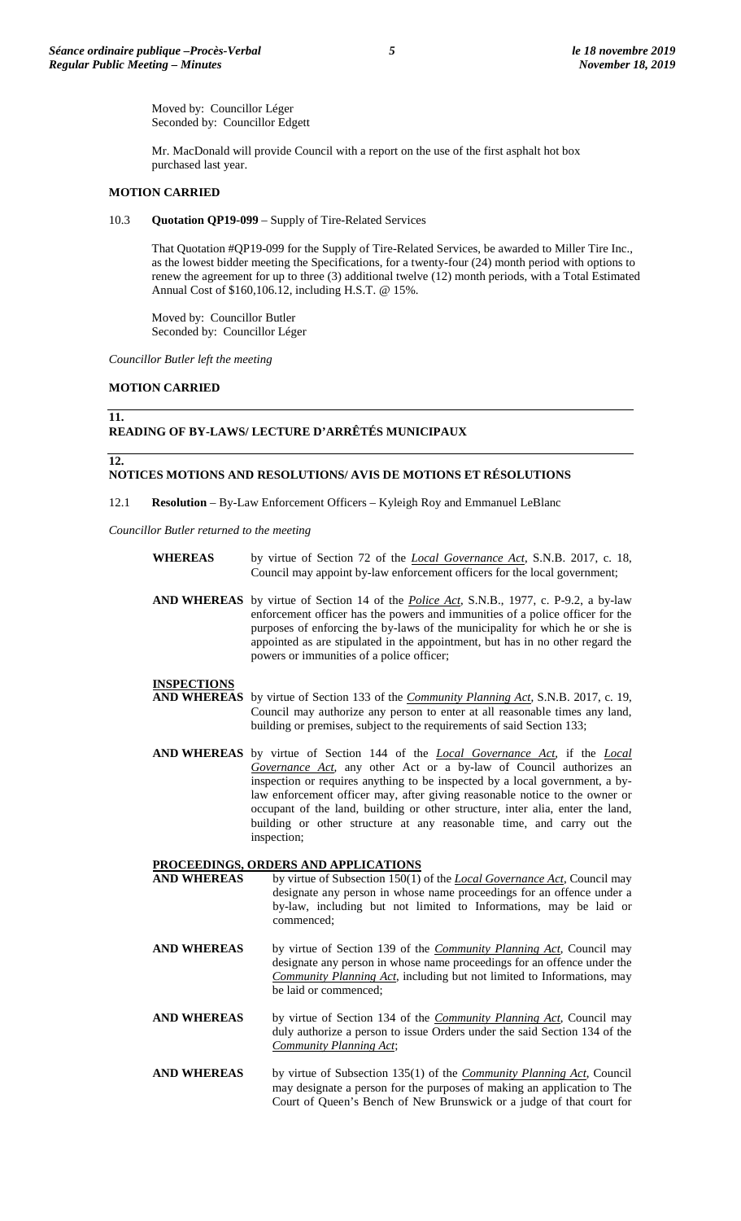Moved by: Councillor Léger
Seconded by: Councillor Edgett

Mr. MacDonald will provide Council with a report on the use of the first asphalt hot box purchased last year.

**MOTION CARRIED**

10.3 **Quotation QP19-099** – Supply of Tire-Related Services

That Quotation #QP19-099 for the Supply of Tire-Related Services, be awarded to Miller Tire Inc., as the lowest bidder meeting the Specifications, for a twenty-four (24) month period with options to renew the agreement for up to three (3) additional twelve (12) month periods, with a Total Estimated Annual Cost of $160,106.12, including H.S.T. @ 15%.

Moved by: Councillor Butler
Seconded by: Councillor Léger

*Councillor Butler left the meeting*

**MOTION CARRIED**

## 11. READING OF BY-LAWS/ LECTURE D'ARRÊTÉS MUNICIPAUX

## 12. NOTICES MOTIONS AND RESOLUTIONS/ AVIS DE MOTIONS ET RÉSOLUTIONS

12.1 **Resolution** – By-Law Enforcement Officers – Kyleigh Roy and Emmanuel LeBlanc

*Councillor Butler returned to the meeting*

**WHEREAS** by virtue of Section 72 of the *Local Governance Act*, S.N.B. 2017, c. 18, Council may appoint by-law enforcement officers for the local government;

**AND WHEREAS** by virtue of Section 14 of the *Police Act*, S.N.B., 1977, c. P-9.2, a by-law enforcement officer has the powers and immunities of a police officer for the purposes of enforcing the by-laws of the municipality for which he or she is appointed as are stipulated in the appointment, but has in no other regard the powers or immunities of a police officer;

**INSPECTIONS**

**AND WHEREAS** by virtue of Section 133 of the *Community Planning Act*, S.N.B. 2017, c. 19, Council may authorize any person to enter at all reasonable times any land, building or premises, subject to the requirements of said Section 133;

**AND WHEREAS** by virtue of Section 144 of the *Local Governance Act*, if the *Local Governance Act*, any other Act or a by-law of Council authorizes an inspection or requires anything to be inspected by a local government, a by-law enforcement officer may, after giving reasonable notice to the owner or occupant of the land, building or other structure, inter alia, enter the land, building or other structure at any reasonable time, and carry out the inspection;

**PROCEEDINGS, ORDERS AND APPLICATIONS**

**AND WHEREAS** by virtue of Subsection 150(1) of the *Local Governance Act*, Council may designate any person in whose name proceedings for an offence under a by-law, including but not limited to Informations, may be laid or commenced;

**AND WHEREAS** by virtue of Section 139 of the *Community Planning Act*, Council may designate any person in whose name proceedings for an offence under the *Community Planning Act*, including but not limited to Informations, may be laid or commenced;

**AND WHEREAS** by virtue of Section 134 of the *Community Planning Act*, Council may duly authorize a person to issue Orders under the said Section 134 of the *Community Planning Act*;

**AND WHEREAS** by virtue of Subsection 135(1) of the *Community Planning Act*, Council may designate a person for the purposes of making an application to The Court of Queen's Bench of New Brunswick or a judge of that court for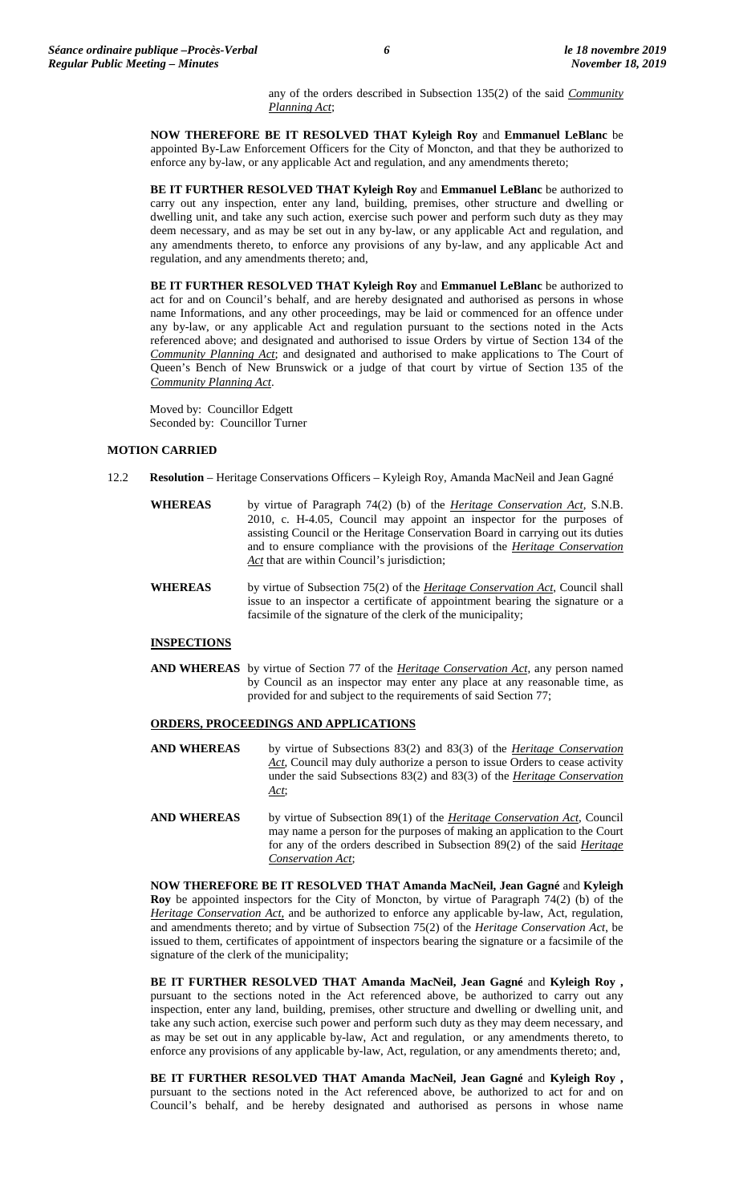any of the orders described in Subsection 135(2) of the said *Community Planning Act*;

**NOW THEREFORE BE IT RESOLVED THAT Kyleigh Roy** and **Emmanuel LeBlanc** be appointed By-Law Enforcement Officers for the City of Moncton, and that they be authorized to enforce any by-law, or any applicable Act and regulation, and any amendments thereto;

**BE IT FURTHER RESOLVED THAT Kyleigh Roy** and **Emmanuel LeBlanc** be authorized to carry out any inspection, enter any land, building, premises, other structure and dwelling or dwelling unit, and take any such action, exercise such power and perform such duty as they may deem necessary, and as may be set out in any by-law, or any applicable Act and regulation, and any amendments thereto, to enforce any provisions of any by-law, and any applicable Act and regulation, and any amendments thereto; and,

**BE IT FURTHER RESOLVED THAT Kyleigh Roy** and **Emmanuel LeBlanc** be authorized to act for and on Council's behalf, and are hereby designated and authorised as persons in whose name Informations, and any other proceedings, may be laid or commenced for an offence under any by-law, or any applicable Act and regulation pursuant to the sections noted in the Acts referenced above; and designated and authorised to issue Orders by virtue of Section 134 of the *Community Planning Act*; and designated and authorised to make applications to The Court of Queen's Bench of New Brunswick or a judge of that court by virtue of Section 135 of the *Community Planning Act*.

Moved by: Councillor Edgett
Seconded by: Councillor Turner

**MOTION CARRIED**

12.2 **Resolution** – Heritage Conservations Officers – Kyleigh Roy, Amanda MacNeil and Jean Gagné

**WHEREAS** by virtue of Paragraph 74(2) (b) of the *Heritage Conservation Act*, S.N.B. 2010, c. H-4.05, Council may appoint an inspector for the purposes of assisting Council or the Heritage Conservation Board in carrying out its duties and to ensure compliance with the provisions of the *Heritage Conservation Act* that are within Council's jurisdiction;

**WHEREAS** by virtue of Subsection 75(2) of the *Heritage Conservation Act*, Council shall issue to an inspector a certificate of appointment bearing the signature or a facsimile of the signature of the clerk of the municipality;

**INSPECTIONS**

**AND WHEREAS** by virtue of Section 77 of the *Heritage Conservation Act*, any person named by Council as an inspector may enter any place at any reasonable time, as provided for and subject to the requirements of said Section 77;

**ORDERS, PROCEEDINGS AND APPLICATIONS**

**AND WHEREAS** by virtue of Subsections 83(2) and 83(3) of the *Heritage Conservation Act*, Council may duly authorize a person to issue Orders to cease activity under the said Subsections 83(2) and 83(3) of the *Heritage Conservation Act*;

**AND WHEREAS** by virtue of Subsection 89(1) of the *Heritage Conservation Act*, Council may name a person for the purposes of making an application to the Court for any of the orders described in Subsection 89(2) of the said *Heritage Conservation Act*;

**NOW THEREFORE BE IT RESOLVED THAT Amanda MacNeil, Jean Gagné** and **Kyleigh Roy** be appointed inspectors for the City of Moncton, by virtue of Paragraph 74(2) (b) of the *Heritage Conservation Act*, and be authorized to enforce any applicable by-law, Act, regulation, and amendments thereto; and by virtue of Subsection 75(2) of the *Heritage Conservation Act*, be issued to them, certificates of appointment of inspectors bearing the signature or a facsimile of the signature of the clerk of the municipality;

**BE IT FURTHER RESOLVED THAT Amanda MacNeil, Jean Gagné** and **Kyleigh Roy ,** pursuant to the sections noted in the Act referenced above, be authorized to carry out any inspection, enter any land, building, premises, other structure and dwelling or dwelling unit, and take any such action, exercise such power and perform such duty as they may deem necessary, and as may be set out in any applicable by-law, Act and regulation, or any amendments thereto, to enforce any provisions of any applicable by-law, Act, regulation, or any amendments thereto; and,

**BE IT FURTHER RESOLVED THAT Amanda MacNeil, Jean Gagné** and **Kyleigh Roy ,** pursuant to the sections noted in the Act referenced above, be authorized to act for and on Council's behalf, and be hereby designated and authorised as persons in whose name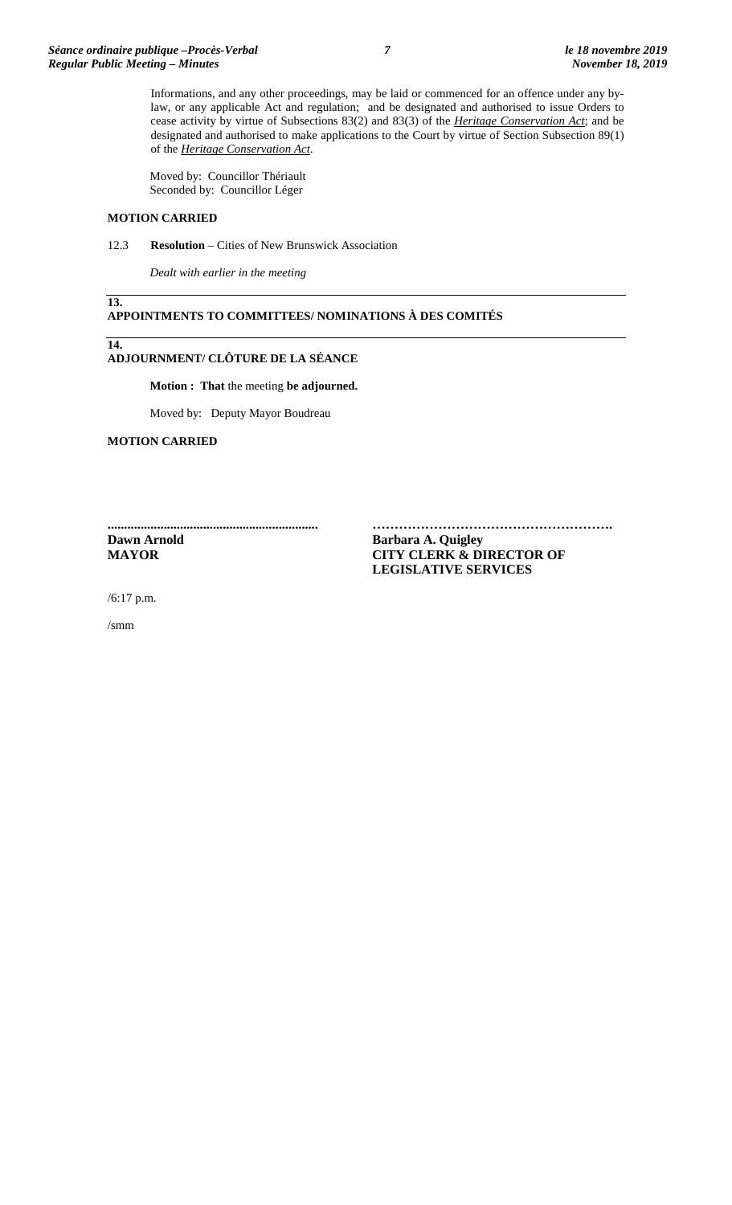Informations, and any other proceedings, may be laid or commenced for an offence under any by-law, or any applicable Act and regulation; and be designated and authorised to issue Orders to cease activity by virtue of Subsections 83(2) and 83(3) of the *Heritage Conservation Act*; and be designated and authorised to make applications to the Court by virtue of Section Subsection 89(1) of the *Heritage Conservation Act*.

Moved by: Councillor Thériault
Seconded by: Councillor Léger

**MOTION CARRIED**

12.3 **Resolution** – Cities of New Brunswick Association

*Dealt with earlier in the meeting*

## 13. APPOINTMENTS TO COMMITTEES/ NOMINATIONS À DES COMITÉS

## 14. ADJOURNMENT/ CLÔTURE DE LA SÉANCE

**Motion : That** the meeting **be adjourned.**

Moved by: Deputy Mayor Boudreau

**MOTION CARRIED**

| | |
|---|---|
| **..............................................................** | **……………………………………………….** |
| **Dawn Arnold** | **Barbara A. Quigley** |
| **MAYOR** | **CITY CLERK & DIRECTOR OF LEGISLATIVE SERVICES** |

/6:17 p.m.

/smm